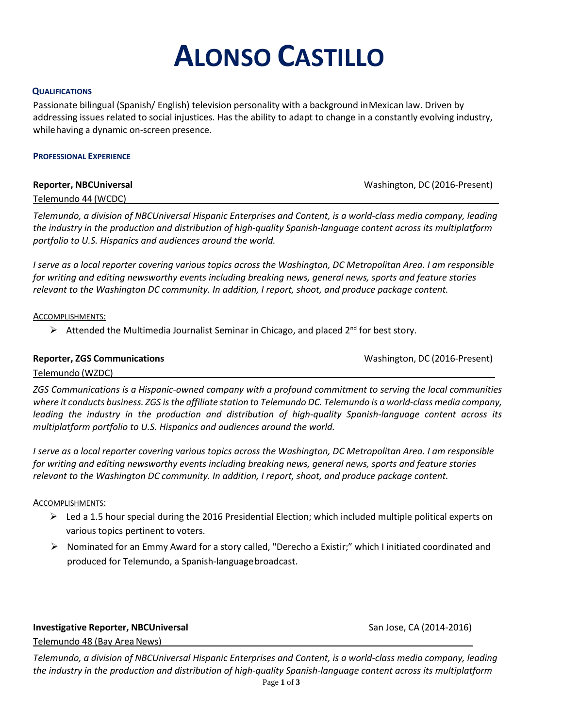# Alonso Castillo

## Qualifications

Passionate bilingual (Spanish/ English) television personality with a background in Mexican law. Driven by addressing issues related to social injustices. Has the ability to adapt to change in a constantly evolving industry, while having a dynamic on-screen presence.

## Professional Experience

**Reporter, NBCUniversal** — Washington, DC (2016-Present)

Telemundo 44 (WCDC)

*Telemundo, a division of NBCUniversal Hispanic Enterprises and Content, is a world-class media company, leading the industry in the production and distribution of high-quality Spanish-language content across its multiplatform portfolio to U.S. Hispanics and audiences around the world.*

*I serve as a local reporter covering various topics across the Washington, DC Metropolitan Area. I am responsible for writing and editing newsworthy events including breaking news, general news, sports and feature stories relevant to the Washington DC community. In addition, I report, shoot, and produce package content.*

Accomplishments:

- Attended the Multimedia Journalist Seminar in Chicago, and placed 2nd for best story.

**Reporter, ZGS Communications** — Washington, DC (2016-Present)

Telemundo (WZDC)

*ZGS Communications is a Hispanic-owned company with a profound commitment to serving the local communities where it conducts business. ZGS is the affiliate station to Telemundo DC. Telemundo is a world-class media company, leading the industry in the production and distribution of high-quality Spanish-language content across its multiplatform portfolio to U.S. Hispanics and audiences around the world.*

*I serve as a local reporter covering various topics across the Washington, DC Metropolitan Area. I am responsible for writing and editing newsworthy events including breaking news, general news, sports and feature stories relevant to the Washington DC community. In addition, I report, shoot, and produce package content.*

Accomplishments:

- Led a 1.5 hour special during the 2016 Presidential Election; which included multiple political experts on various topics pertinent to voters.
- Nominated for an Emmy Award for a story called, "Derecho a Existir;" which I initiated coordinated and produced for Telemundo, a Spanish-language broadcast.

**Investigative Reporter, NBCUniversal** — San Jose, CA (2014-2016)

Telemundo 48 (Bay Area News)

*Telemundo, a division of NBCUniversal Hispanic Enterprises and Content, is a world-class media company, leading the industry in the production and distribution of high-quality Spanish-language content across its multiplatform*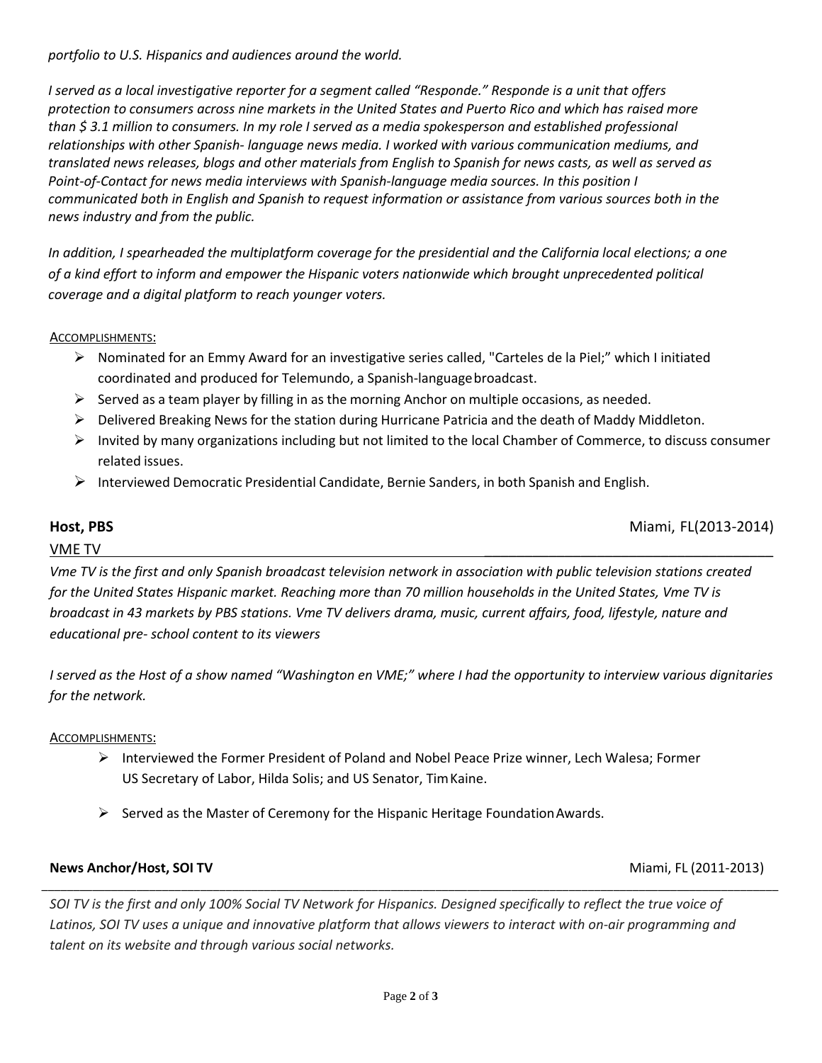*portfolio to U.S. Hispanics and audiences around the world.*

*I served as a local investigative reporter for a segment called "Responde." Responde is a unit that offers protection to consumers across nine markets in the United States and Puerto Rico and which has raised more than $ 3.1 million to consumers. In my role I served as a media spokesperson and established professional relationships with other Spanish- language news media. I worked with various communication mediums, and translated news releases, blogs and other materials from English to Spanish for news casts, as well as served as Point-of-Contact for news media interviews with Spanish-language media sources. In this position I communicated both in English and Spanish to request information or assistance from various sources both in the news industry and from the public.*

*In addition, I spearheaded the multiplatform coverage for the presidential and the California local elections; a one of a kind effort to inform and empower the Hispanic voters nationwide which brought unprecedented political coverage and a digital platform to reach younger voters.*

ACCOMPLISHMENTS:

- Nominated for an Emmy Award for an investigative series called, "Carteles de la Piel;" which I initiated coordinated and produced for Telemundo, a Spanish-language broadcast.
- Served as a team player by filling in as the morning Anchor on multiple occasions, as needed.
- Delivered Breaking News for the station during Hurricane Patricia and the death of Maddy Middleton.
- Invited by many organizations including but not limited to the local Chamber of Commerce, to discuss consumer related issues.
- Interviewed Democratic Presidential Candidate, Bernie Sanders, in both Spanish and English.

**Host, PBS** Miami, FL(2013-2014)

VME TV

*Vme TV is the first and only Spanish broadcast television network in association with public television stations created for the United States Hispanic market. Reaching more than 70 million households in the United States, Vme TV is broadcast in 43 markets by PBS stations. Vme TV delivers drama, music, current affairs, food, lifestyle, nature and educational pre- school content to its viewers*

*I served as the Host of a show named "Washington en VME;" where I had the opportunity to interview various dignitaries for the network.*

ACCOMPLISHMENTS:

- Interviewed the Former President of Poland and Nobel Peace Prize winner, Lech Walesa; Former US Secretary of Labor, Hilda Solis; and US Senator, Tim Kaine.
- Served as the Master of Ceremony for the Hispanic Heritage Foundation Awards.

**News Anchor/Host, SOI TV** Miami, FL (2011-2013)

*SOI TV is the first and only 100% Social TV Network for Hispanics. Designed specifically to reflect the true voice of Latinos, SOI TV uses a unique and innovative platform that allows viewers to interact with on-air programming and talent on its website and through various social networks.*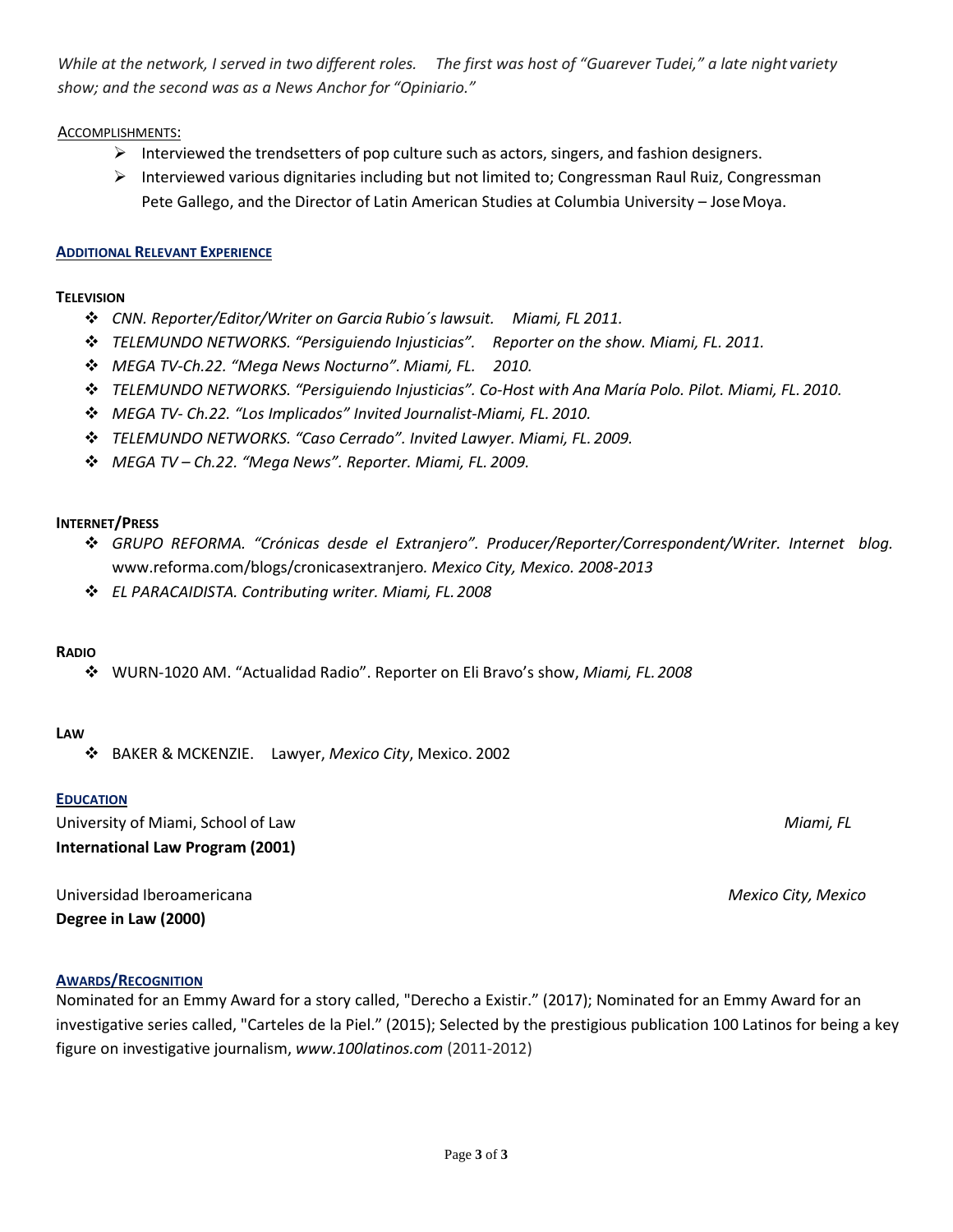*While at the network, I served in two different roles. The first was host of "Guarever Tudei," a late night variety show; and the second was as a News Anchor for "Opiniario."*

ACCOMPLISHMENTS:

- Interviewed the trendsetters of pop culture such as actors, singers, and fashion designers.
- Interviewed various dignitaries including but not limited to; Congressman Raul Ruiz, Congressman Pete Gallego, and the Director of Latin American Studies at Columbia University – Jose Moya.

## ADDITIONAL RELEVANT EXPERIENCE

**TELEVISION**

- *CNN. Reporter/Editor/Writer on Garcia Rubio´s lawsuit. Miami, FL 2011.*
- *TELEMUNDO NETWORKS. "Persiguiendo Injusticias". Reporter on the show. Miami, FL. 2011.*
- *MEGA TV-Ch.22. "Mega News Nocturno". Miami, FL. 2010.*
- *TELEMUNDO NETWORKS. "Persiguiendo Injusticias". Co-Host with Ana María Polo. Pilot. Miami, FL. 2010.*
- *MEGA TV- Ch.22. "Los Implicados" Invited Journalist-Miami, FL. 2010.*
- *TELEMUNDO NETWORKS. "Caso Cerrado". Invited Lawyer. Miami, FL. 2009.*
- *MEGA TV – Ch.22. "Mega News". Reporter. Miami, FL. 2009.*

**INTERNET/PRESS**

- *GRUPO REFORMA. "Crónicas desde el Extranjero". Producer/Reporter/Correspondent/Writer. Internet blog.* www.reforma.com/blogs/cronicasextranjero*. Mexico City, Mexico. 2008-2013*
- *EL PARACAIDISTA. Contributing writer. Miami, FL. 2008*

**RADIO**

- WURN-1020 AM. "Actualidad Radio". Reporter on Eli Bravo's show, *Miami, FL. 2008*

**LAW**

- BAKER & MCKENZIE. Lawyer, *Mexico City*, Mexico. 2002

## EDUCATION

University of Miami, School of Law *Miami, FL*
**International Law Program (2001)**

Universidad Iberoamericana *Mexico City, Mexico*
**Degree in Law (2000)**

## AWARDS/RECOGNITION

Nominated for an Emmy Award for a story called, "Derecho a Existir." (2017); Nominated for an Emmy Award for an investigative series called, "Carteles de la Piel." (2015); Selected by the prestigious publication 100 Latinos for being a key figure on investigative journalism, *www.100latinos.com* (2011-2012)